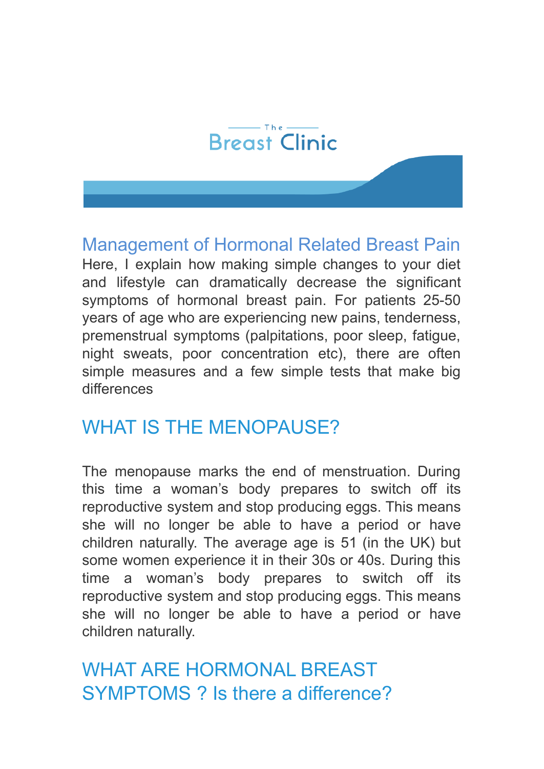The Breast Clinic

## Management of Hormonal Related Breast Pain

Here, I explain how making simple changes to your diet and lifestyle can dramatically decrease the significant symptoms of hormonal breast pain. For patients 25-50 years of age who are experiencing new pains, tenderness, premenstrual symptoms (palpitations, poor sleep, fatigue, night sweats, poor concentration etc), there are often simple measures and a few simple tests that make big differences

## WHAT IS THE MENOPAUSE?

The menopause marks the end of menstruation. During this time a woman's body prepares to switch off its reproductive system and stop producing eggs. This means she will no longer be able to have a period or have children naturally. The average age is 51 (in the UK) but some women experience it in their 30s or 40s. During this time a woman's body prepares to switch off its reproductive system and stop producing eggs. This means she will no longer be able to have a period or have children naturally.

## WHAT ARE HORMONAL BREAST SYMPTOMS ? Is there a difference?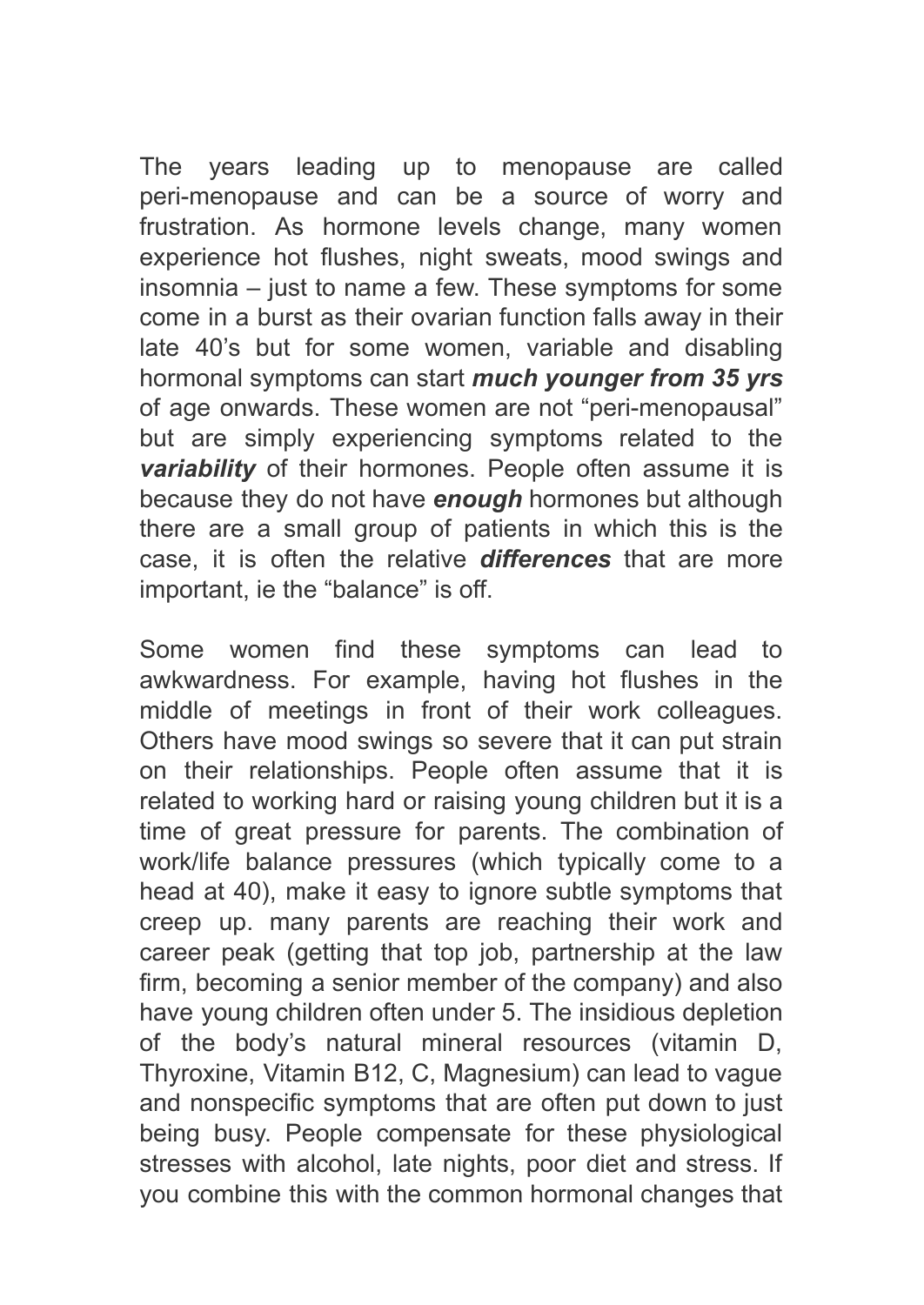The years leading up to menopause are called peri-menopause and can be a source of worry and frustration. As hormone levels change, many women experience hot flushes, night sweats, mood swings and insomnia – just to name a few. These symptoms for some come in a burst as their ovarian function falls away in their late 40's but for some women, variable and disabling hormonal symptoms can start ***much younger from 35 yrs*** of age onwards. These women are not "peri-menopausal" but are simply experiencing symptoms related to the ***variability*** of their hormones. People often assume it is because they do not have ***enough*** hormones but although there are a small group of patients in which this is the case, it is often the relative ***differences*** that are more important, ie the "balance" is off.

Some women find these symptoms can lead to awkwardness. For example, having hot flushes in the middle of meetings in front of their work colleagues. Others have mood swings so severe that it can put strain on their relationships. People often assume that it is related to working hard or raising young children but it is a time of great pressure for parents. The combination of work/life balance pressures (which typically come to a head at 40), make it easy to ignore subtle symptoms that creep up. many parents are reaching their work and career peak (getting that top job, partnership at the law firm, becoming a senior member of the company) and also have young children often under 5. The insidious depletion of the body's natural mineral resources (vitamin D, Thyroxine, Vitamin B12, C, Magnesium) can lead to vague and nonspecific symptoms that are often put down to just being busy. People compensate for these physiological stresses with alcohol, late nights, poor diet and stress. If you combine this with the common hormonal changes that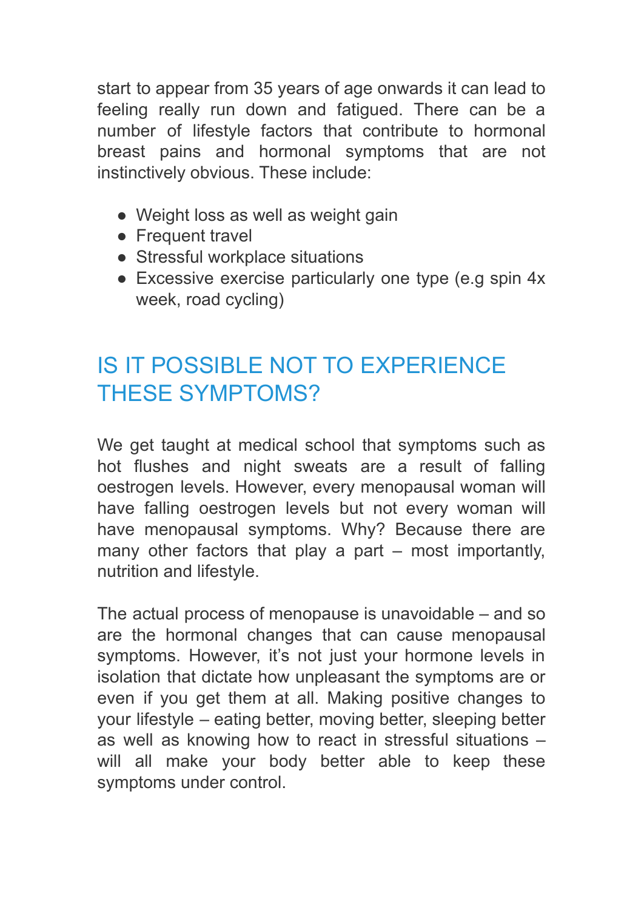start to appear from 35 years of age onwards it can lead to feeling really run down and fatigued. There can be a number of lifestyle factors that contribute to hormonal breast pains and hormonal symptoms that are not instinctively obvious. These include:

- Weight loss as well as weight gain
- Frequent travel
- Stressful workplace situations
- Excessive exercise particularly one type (e.g spin 4x week, road cycling)

## IS IT POSSIBLE NOT TO EXPERIENCE THESE SYMPTOMS?

We get taught at medical school that symptoms such as hot flushes and night sweats are a result of falling oestrogen levels. However, every menopausal woman will have falling oestrogen levels but not every woman will have menopausal symptoms. Why? Because there are many other factors that play a part – most importantly, nutrition and lifestyle.

The actual process of menopause is unavoidable – and so are the hormonal changes that can cause menopausal symptoms. However, it's not just your hormone levels in isolation that dictate how unpleasant the symptoms are or even if you get them at all. Making positive changes to your lifestyle – eating better, moving better, sleeping better as well as knowing how to react in stressful situations – will all make your body better able to keep these symptoms under control.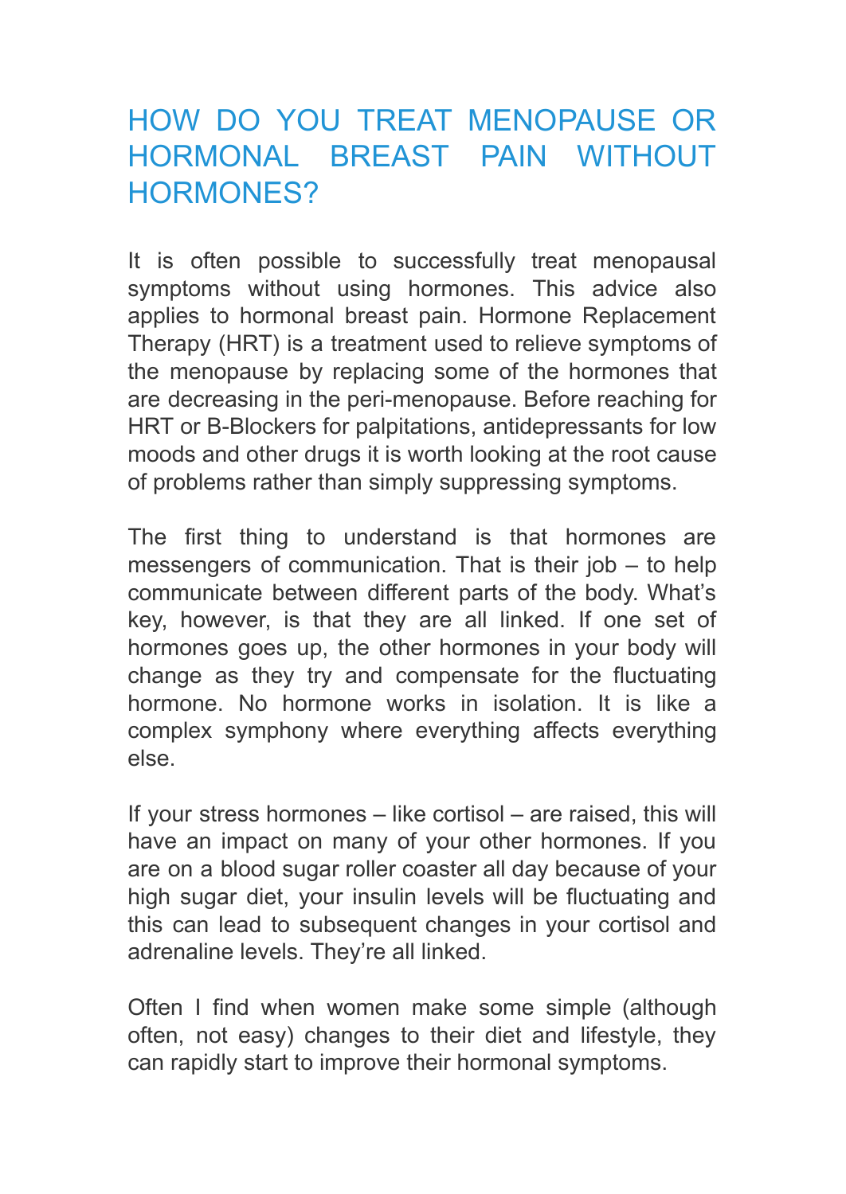# HOW DO YOU TREAT MENOPAUSE OR HORMONAL BREAST PAIN WITHOUT HORMONES?

It is often possible to successfully treat menopausal symptoms without using hormones. This advice also applies to hormonal breast pain. Hormone Replacement Therapy (HRT) is a treatment used to relieve symptoms of the menopause by replacing some of the hormones that are decreasing in the peri-menopause. Before reaching for HRT or B-Blockers for palpitations, antidepressants for low moods and other drugs it is worth looking at the root cause of problems rather than simply suppressing symptoms.

The first thing to understand is that hormones are messengers of communication. That is their job – to help communicate between different parts of the body. What's key, however, is that they are all linked. If one set of hormones goes up, the other hormones in your body will change as they try and compensate for the fluctuating hormone. No hormone works in isolation. It is like a complex symphony where everything affects everything else.

If your stress hormones – like cortisol – are raised, this will have an impact on many of your other hormones. If you are on a blood sugar roller coaster all day because of your high sugar diet, your insulin levels will be fluctuating and this can lead to subsequent changes in your cortisol and adrenaline levels. They're all linked.

Often I find when women make some simple (although often, not easy) changes to their diet and lifestyle, they can rapidly start to improve their hormonal symptoms.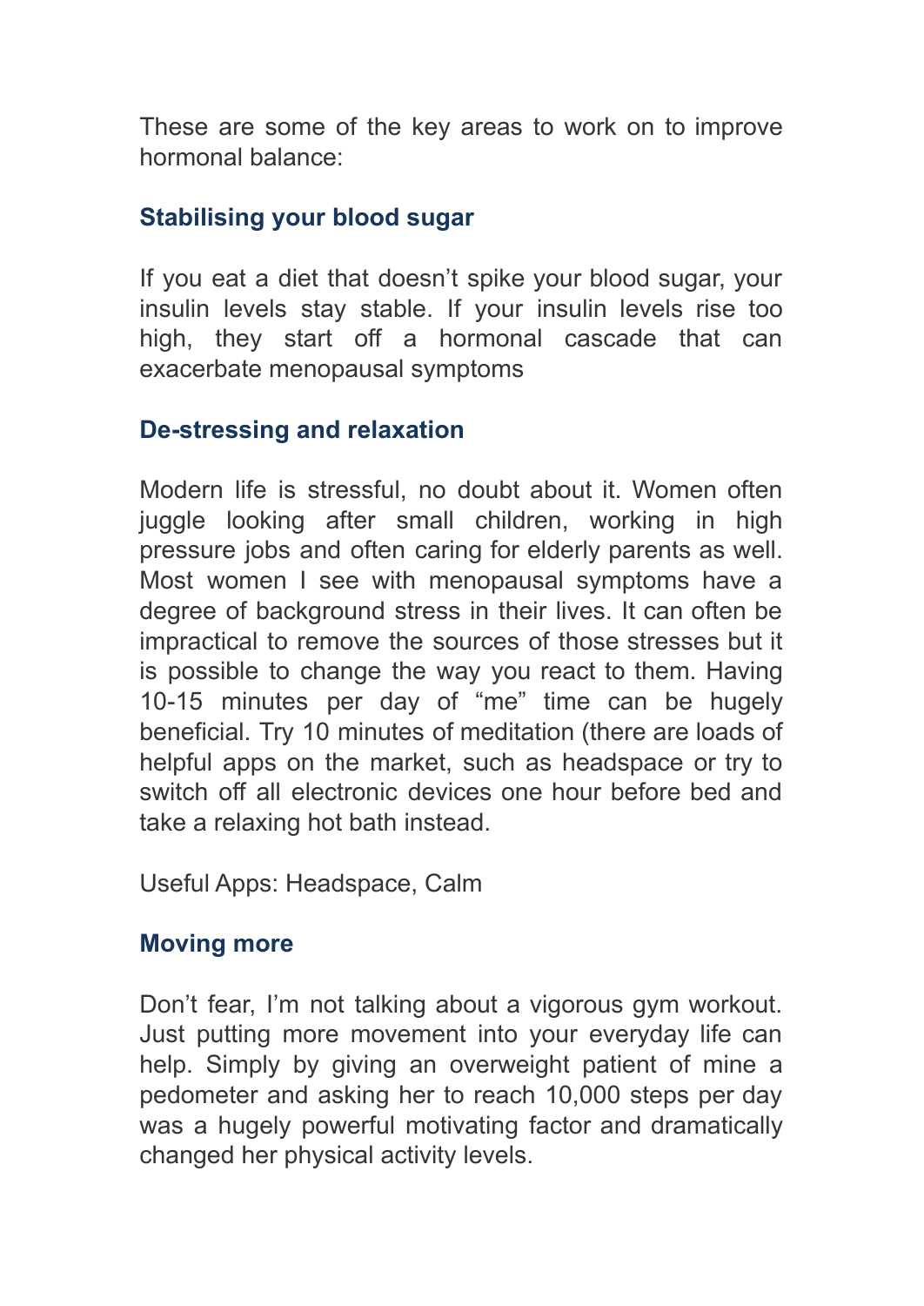These are some of the key areas to work on to improve hormonal balance:

### Stabilising your blood sugar

If you eat a diet that doesn't spike your blood sugar, your insulin levels stay stable. If your insulin levels rise too high, they start off a hormonal cascade that can exacerbate menopausal symptoms

### De-stressing and relaxation

Modern life is stressful, no doubt about it. Women often juggle looking after small children, working in high pressure jobs and often caring for elderly parents as well. Most women I see with menopausal symptoms have a degree of background stress in their lives. It can often be impractical to remove the sources of those stresses but it is possible to change the way you react to them. Having 10-15 minutes per day of "me" time can be hugely beneficial. Try 10 minutes of meditation (there are loads of helpful apps on the market, such as headspace or try to switch off all electronic devices one hour before bed and take a relaxing hot bath instead.

Useful Apps: Headspace, Calm

### Moving more

Don't fear, I'm not talking about a vigorous gym workout. Just putting more movement into your everyday life can help. Simply by giving an overweight patient of mine a pedometer and asking her to reach 10,000 steps per day was a hugely powerful motivating factor and dramatically changed her physical activity levels.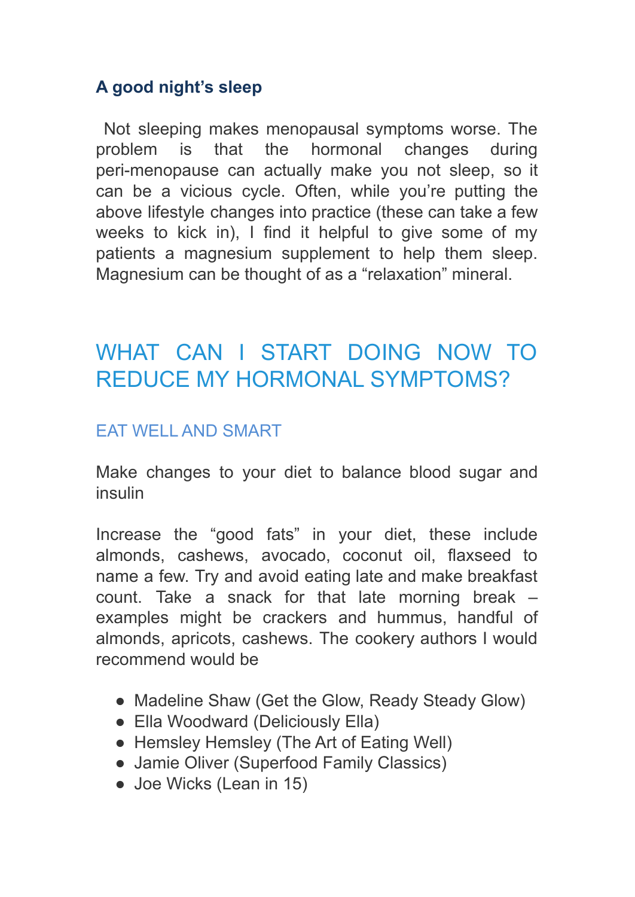### A good night's sleep

Not sleeping makes menopausal symptoms worse. The problem is that the hormonal changes during peri-menopause can actually make you not sleep, so it can be a vicious cycle. Often, while you're putting the above lifestyle changes into practice (these can take a few weeks to kick in), I find it helpful to give some of my patients a magnesium supplement to help them sleep. Magnesium can be thought of as a "relaxation" mineral.

## WHAT CAN I START DOING NOW TO REDUCE MY HORMONAL SYMPTOMS?

### EAT WELL AND SMART

Make changes to your diet to balance blood sugar and insulin

Increase the "good fats" in your diet, these include almonds, cashews, avocado, coconut oil, flaxseed to name a few. Try and avoid eating late and make breakfast count. Take a snack for that late morning break – examples might be crackers and hummus, handful of almonds, apricots, cashews. The cookery authors I would recommend would be

- Madeline Shaw (Get the Glow, Ready Steady Glow)
- Ella Woodward (Deliciously Ella)
- Hemsley Hemsley (The Art of Eating Well)
- Jamie Oliver (Superfood Family Classics)
- Joe Wicks (Lean in 15)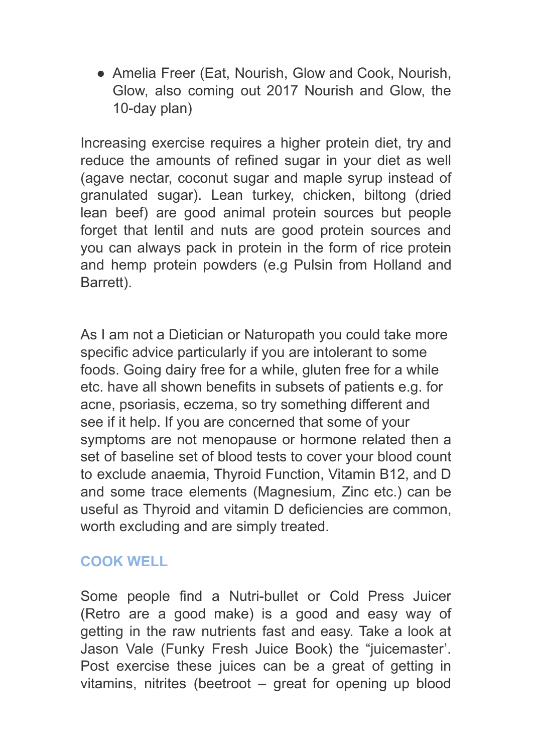- Amelia Freer (Eat, Nourish, Glow and Cook, Nourish, Glow, also coming out 2017 Nourish and Glow, the 10-day plan)

Increasing exercise requires a higher protein diet, try and reduce the amounts of refined sugar in your diet as well (agave nectar, coconut sugar and maple syrup instead of granulated sugar). Lean turkey, chicken, biltong (dried lean beef) are good animal protein sources but people forget that lentil and nuts are good protein sources and you can always pack in protein in the form of rice protein and hemp protein powders (e.g Pulsin from Holland and Barrett).

As I am not a Dietician or Naturopath you could take more specific advice particularly if you are intolerant to some foods. Going dairy free for a while, gluten free for a while etc. have all shown benefits in subsets of patients e.g. for acne, psoriasis, eczema, so try something different and see if it help. If you are concerned that some of your symptoms are not menopause or hormone related then a set of baseline set of blood tests to cover your blood count to exclude anaemia, Thyroid Function, Vitamin B12, and D and some trace elements (Magnesium, Zinc etc.) can be useful as Thyroid and vitamin D deficiencies are common, worth excluding and are simply treated.

## COOK WELL

Some people find a Nutri-bullet or Cold Press Juicer (Retro are a good make) is a good and easy way of getting in the raw nutrients fast and easy. Take a look at Jason Vale (Funky Fresh Juice Book) the "juicemaster'. Post exercise these juices can be a great of getting in vitamins, nitrites (beetroot – great for opening up blood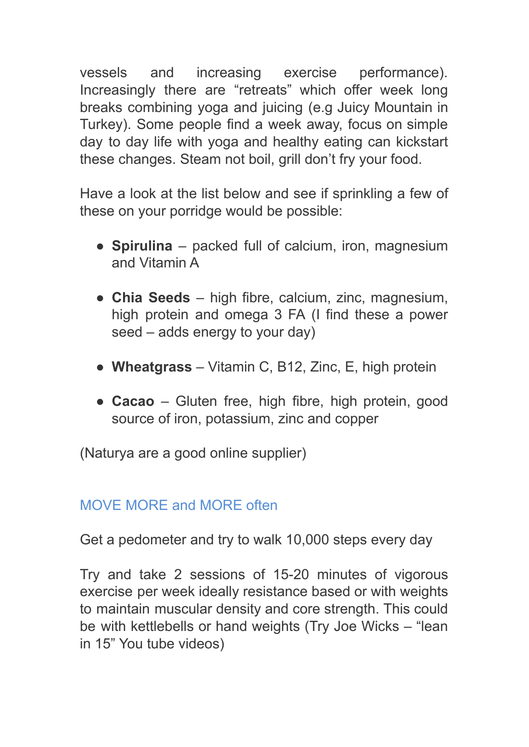vessels and increasing exercise performance). Increasingly there are “retreats” which offer week long breaks combining yoga and juicing (e.g Juicy Mountain in Turkey). Some people find a week away, focus on simple day to day life with yoga and healthy eating can kickstart these changes. Steam not boil, grill don’t fry your food.

Have a look at the list below and see if sprinkling a few of these on your porridge would be possible:

- **Spirulina** – packed full of calcium, iron, magnesium and Vitamin A
- **Chia Seeds** – high fibre, calcium, zinc, magnesium, high protein and omega 3 FA (I find these a power seed – adds energy to your day)
- **Wheatgrass** – Vitamin C, B12, Zinc, E, high protein
- **Cacao** – Gluten free, high fibre, high protein, good source of iron, potassium, zinc and copper

(Naturya are a good online supplier)

## MOVE MORE and MORE often

Get a pedometer and try to walk 10,000 steps every day

Try and take 2 sessions of 15-20 minutes of vigorous exercise per week ideally resistance based or with weights to maintain muscular density and core strength. This could be with kettlebells or hand weights (Try Joe Wicks – “lean in 15” You tube videos)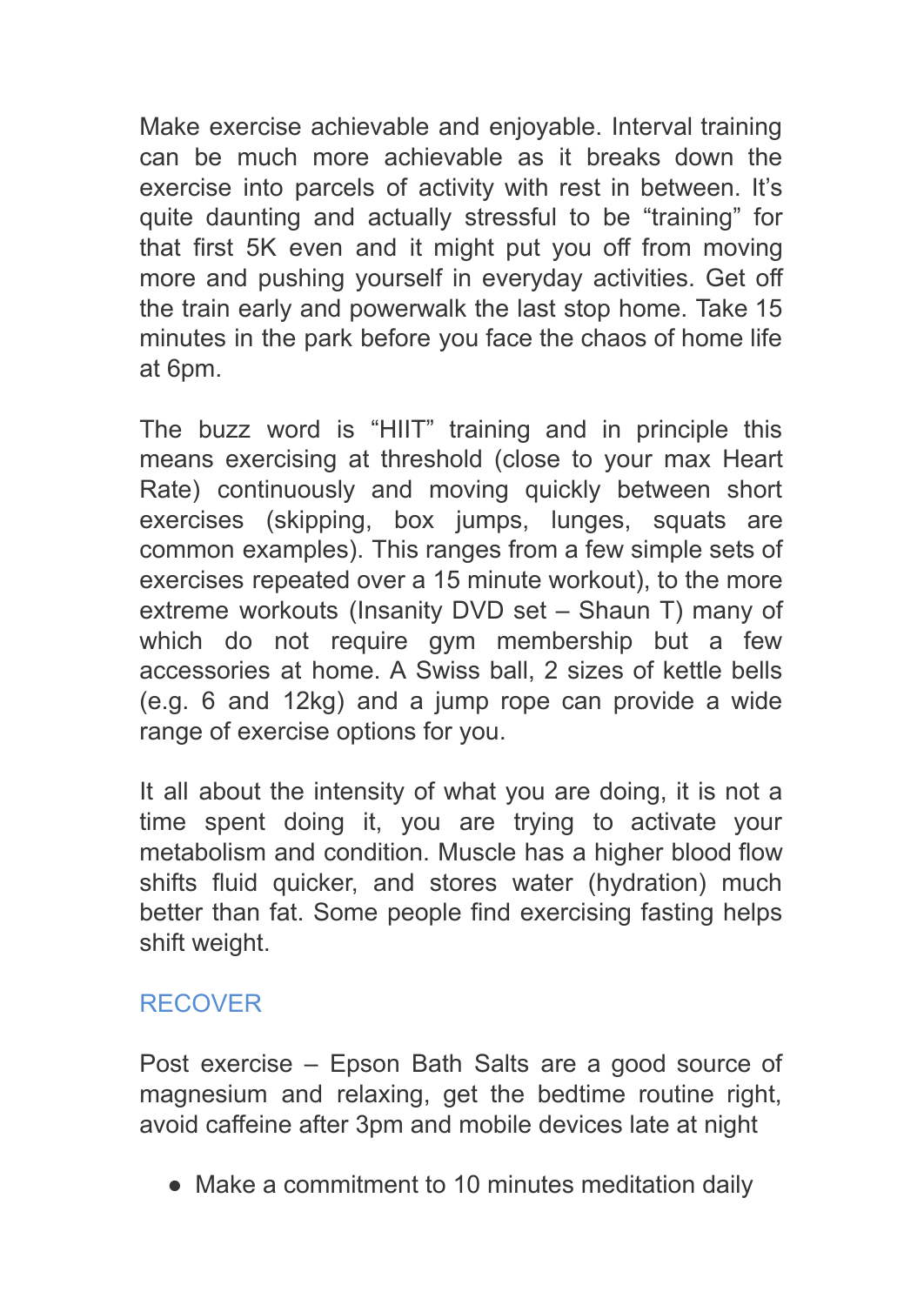Make exercise achievable and enjoyable. Interval training can be much more achievable as it breaks down the exercise into parcels of activity with rest in between. It's quite daunting and actually stressful to be "training" for that first 5K even and it might put you off from moving more and pushing yourself in everyday activities. Get off the train early and powerwalk the last stop home. Take 15 minutes in the park before you face the chaos of home life at 6pm.

The buzz word is "HIIT" training and in principle this means exercising at threshold (close to your max Heart Rate) continuously and moving quickly between short exercises (skipping, box jumps, lunges, squats are common examples). This ranges from a few simple sets of exercises repeated over a 15 minute workout), to the more extreme workouts (Insanity DVD set – Shaun T) many of which do not require gym membership but a few accessories at home. A Swiss ball, 2 sizes of kettle bells (e.g. 6 and 12kg) and a jump rope can provide a wide range of exercise options for you.

It all about the intensity of what you are doing, it is not a time spent doing it, you are trying to activate your metabolism and condition. Muscle has a higher blood flow shifts fluid quicker, and stores water (hydration) much better than fat. Some people find exercising fasting helps shift weight.

## RECOVER

Post exercise – Epson Bath Salts are a good source of magnesium and relaxing, get the bedtime routine right, avoid caffeine after 3pm and mobile devices late at night

- Make a commitment to 10 minutes meditation daily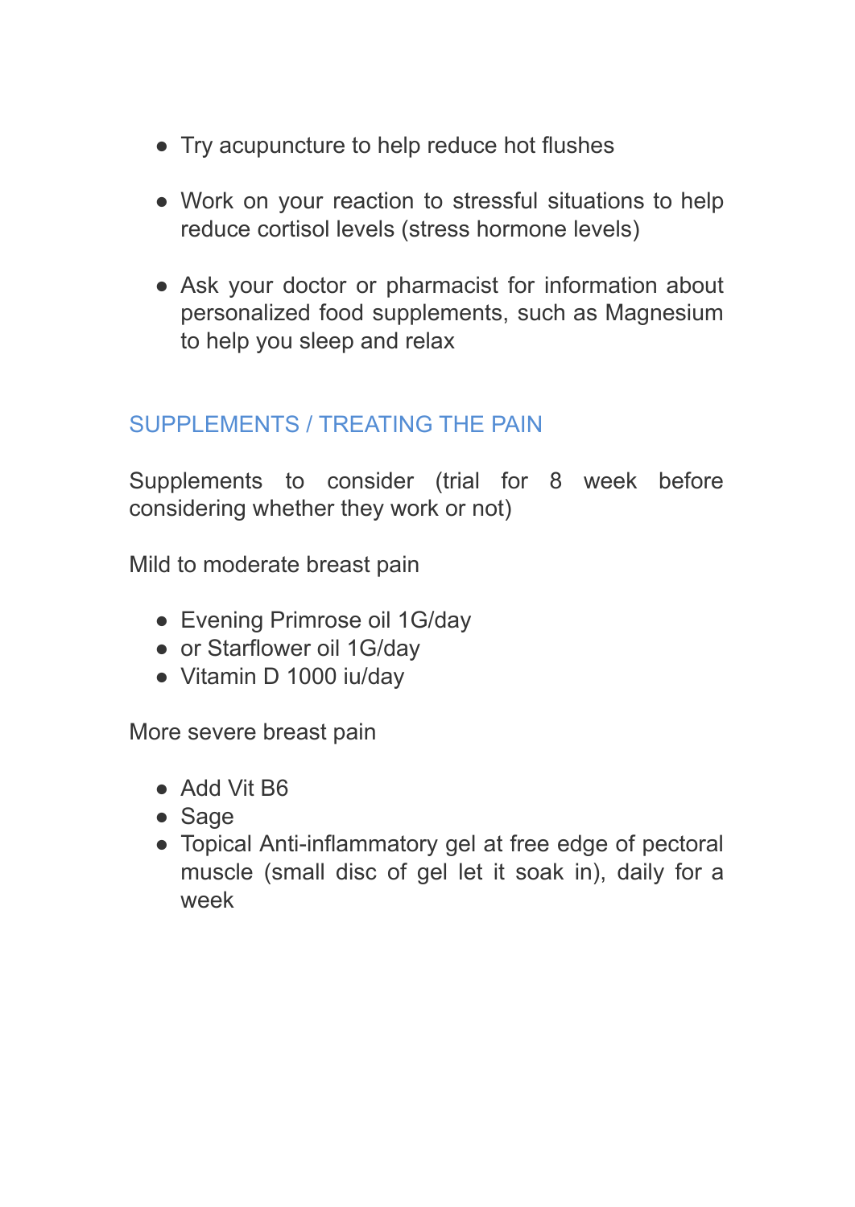- Try acupuncture to help reduce hot flushes
- Work on your reaction to stressful situations to help reduce cortisol levels (stress hormone levels)
- Ask your doctor or pharmacist for information about personalized food supplements, such as Magnesium to help you sleep and relax

## SUPPLEMENTS / TREATING THE PAIN

Supplements to consider (trial for 8 week before considering whether they work or not)

Mild to moderate breast pain

- Evening Primrose oil 1G/day
- or Starflower oil 1G/day
- Vitamin D 1000 iu/day

More severe breast pain

- Add Vit B6
- Sage
- Topical Anti-inflammatory gel at free edge of pectoral muscle (small disc of gel let it soak in), daily for a week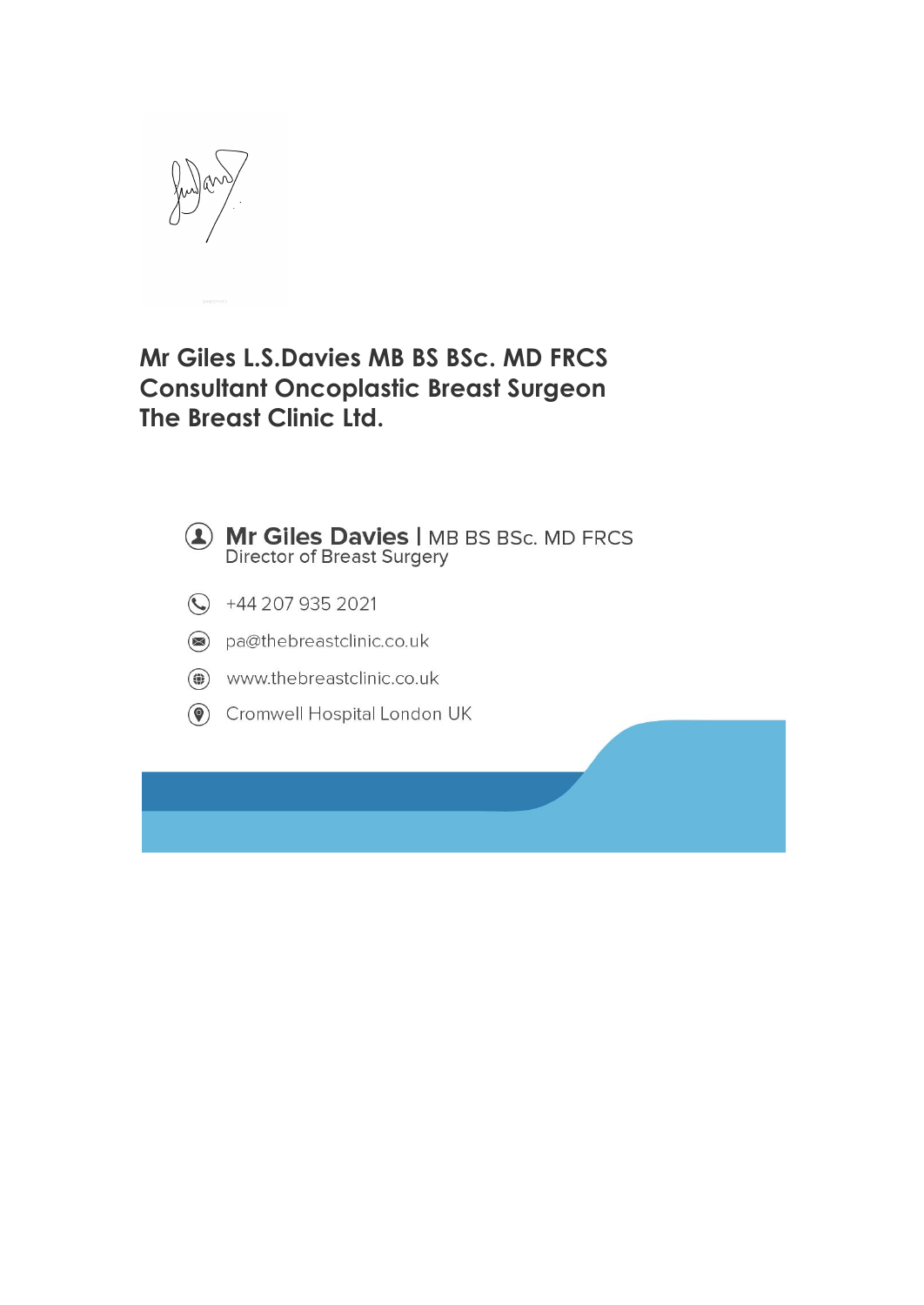**Mr Giles L.S.Davies MB BS BSc. MD FRCS**
**Consultant Oncoplastic Breast Surgeon**
**The Breast Clinic Ltd.**

**Mr Giles Davies** | MB BS BSc. MD FRCS
Director of Breast Surgery

+44 207 935 2021

pa@thebreastclinic.co.uk

www.thebreastclinic.co.uk

Cromwell Hospital London UK